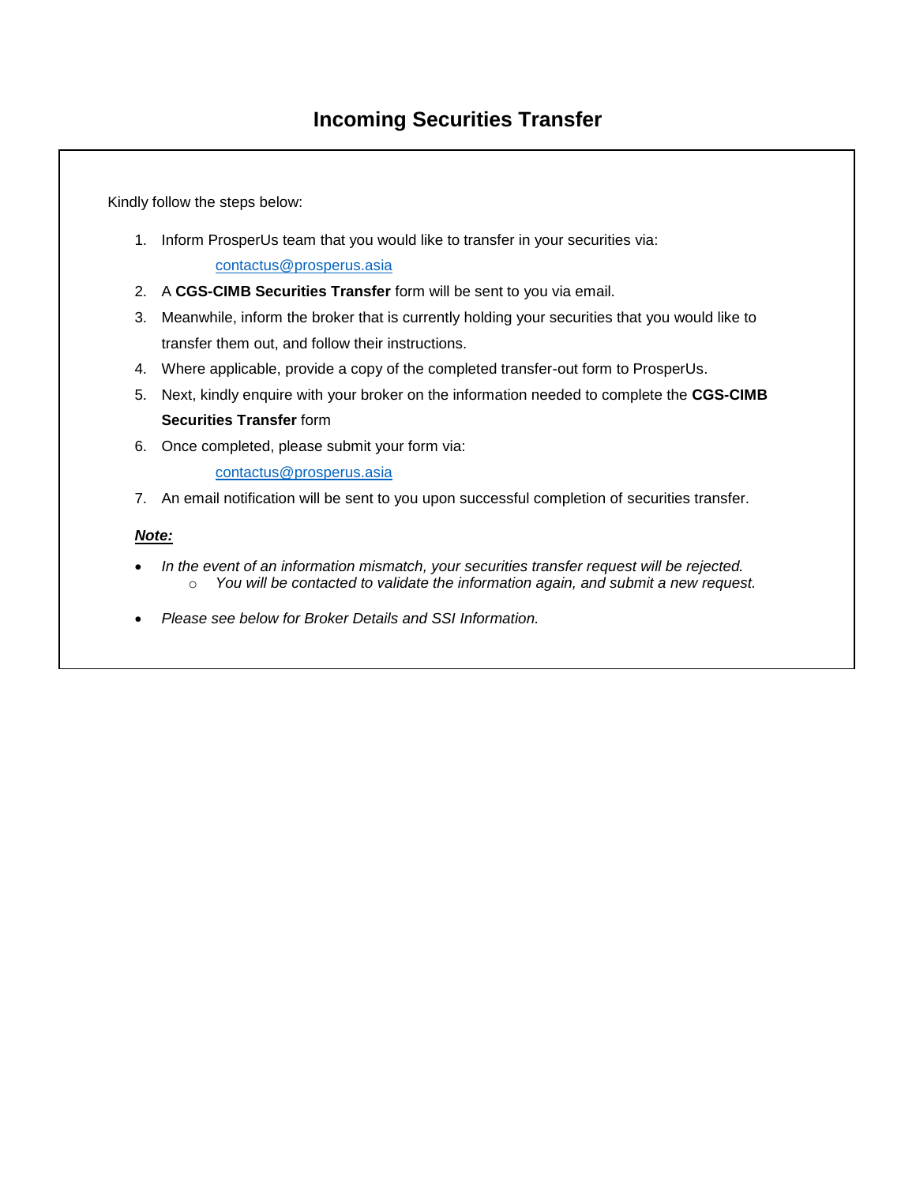# Incoming Securities Transfer

Kindly follow the steps below:

1. Inform ProsperUs team that you would like to transfer in your securities via:
   contactus@prosperus.asia
2. A **CGS-CIMB Securities Transfer** form will be sent to you via email.
3. Meanwhile, inform the broker that is currently holding your securities that you would like to transfer them out, and follow their instructions.
4. Where applicable, provide a copy of the completed transfer-out form to ProsperUs.
5. Next, kindly enquire with your broker on the information needed to complete the **CGS-CIMB Securities Transfer** form
6. Once completed, please submit your form via:
   contactus@prosperus.asia
7. An email notification will be sent to you upon successful completion of securities transfer.

***Note:***

- *In the event of an information mismatch, your securities transfer request will be rejected.*
  - *You will be contacted to validate the information again, and submit a new request.*
- *Please see below for Broker Details and SSI Information.*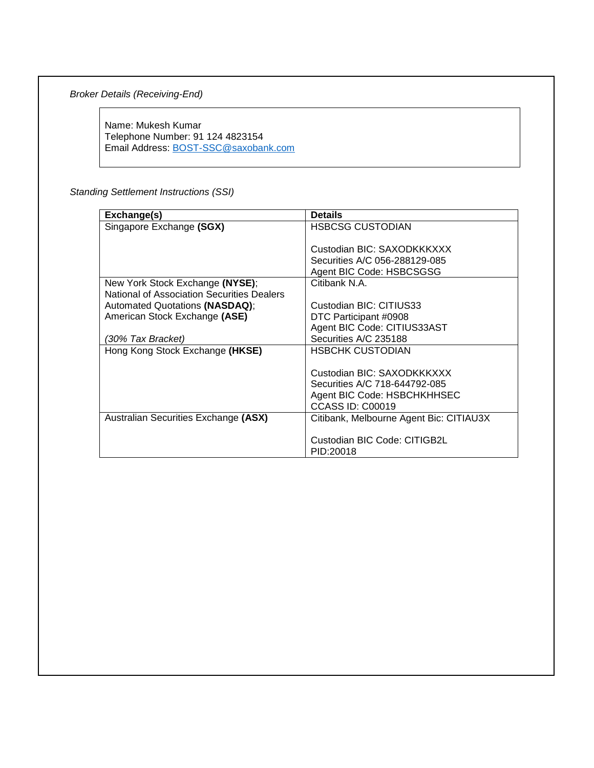*Broker Details (Receiving-End)*

Name: Mukesh Kumar
Telephone Number: 91 124 4823154
Email Address: BOST-SSC@saxobank.com

*Standing Settlement Instructions (SSI)*

| **Exchange(s)** | **Details** |
|---|---|
| Singapore Exchange **(SGX)** | HSBCSG CUSTODIAN<br><br>Custodian BIC: SAXODKKKXXX<br>Securities A/C 056-288129-085<br>Agent BIC Code: HSBCSGSG |
| New York Stock Exchange **(NYSE)**;<br>National of Association Securities Dealers Automated Quotations **(NASDAQ)**;<br>American Stock Exchange **(ASE)**<br><br>*(30% Tax Bracket)* | Citibank N.A.<br><br>Custodian BIC: CITIUS33<br>DTC Participant #0908<br>Agent BIC Code: CITIUS33AST<br>Securities A/C 235188 |
| Hong Kong Stock Exchange **(HKSE)** | HSBCHK CUSTODIAN<br><br>Custodian BIC: SAXODKKKXXX<br>Securities A/C 718-644792-085<br>Agent BIC Code: HSBCHKHHSEC<br>CCASS ID: C00019 |
| Australian Securities Exchange **(ASX)** | Citibank, Melbourne Agent Bic: CITIAU3X<br><br>Custodian BIC Code: CITIGB2L<br>PID:20018 |